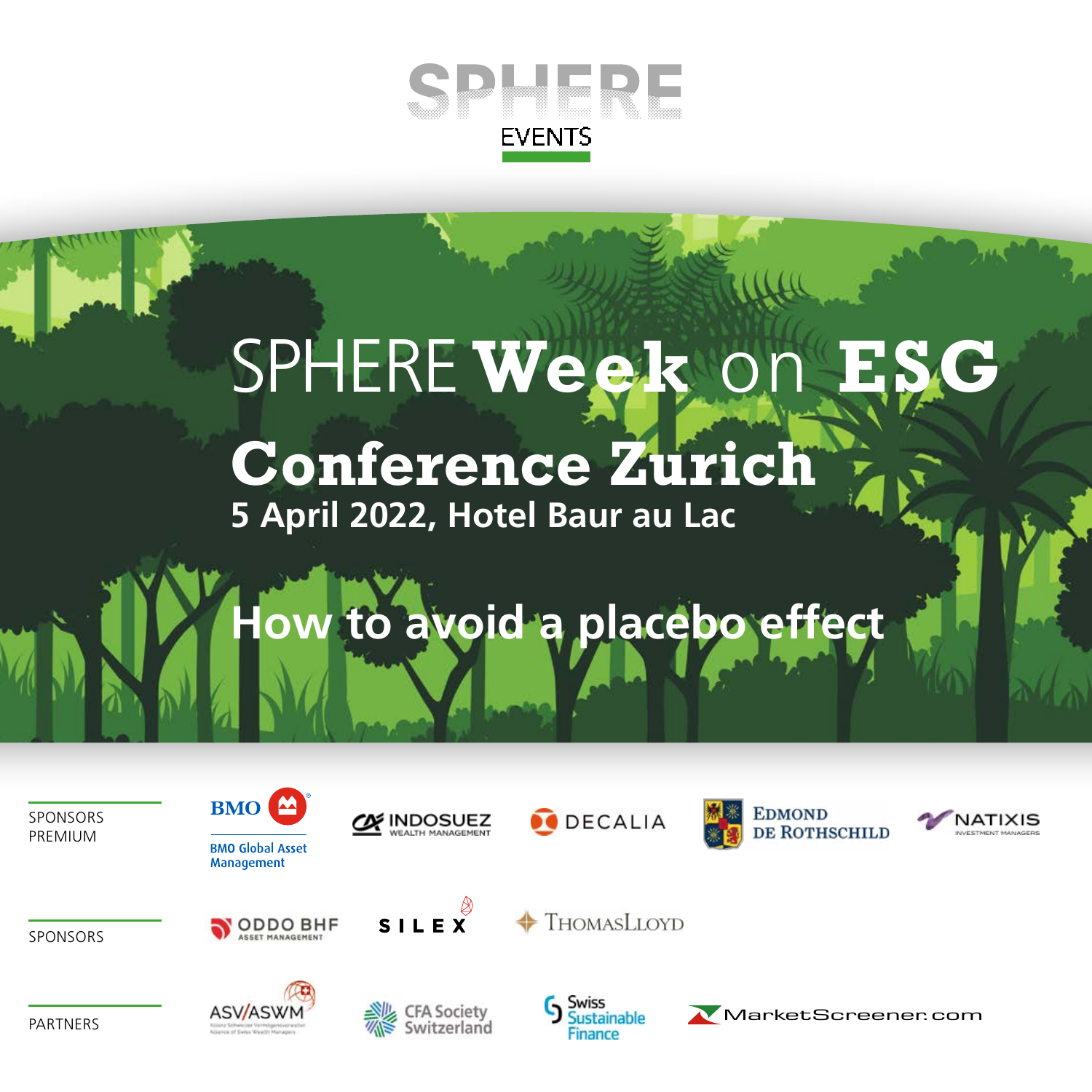SPHERE EVENTS

# SPHERE **Week** on **ESG**

## Conference Zurich

**5 April 2022, Hotel Baur au Lac**

## How to avoid a placebo effect

SPONSORS PREMIUM

BMO Global Asset Management

INDOSUEZ WEALTH MANAGEMENT

DECALIA

EDMOND DE ROTHSCHILD

NATIXIS INVESTMENT MANAGERS

SPONSORS

ODDO BHF ASSET MANAGEMENT

SILEX

THOMASLLOYD

PARTNERS

ASV/ASWM

CFA Society Switzerland

Swiss Sustainable Finance

MarketScreener.com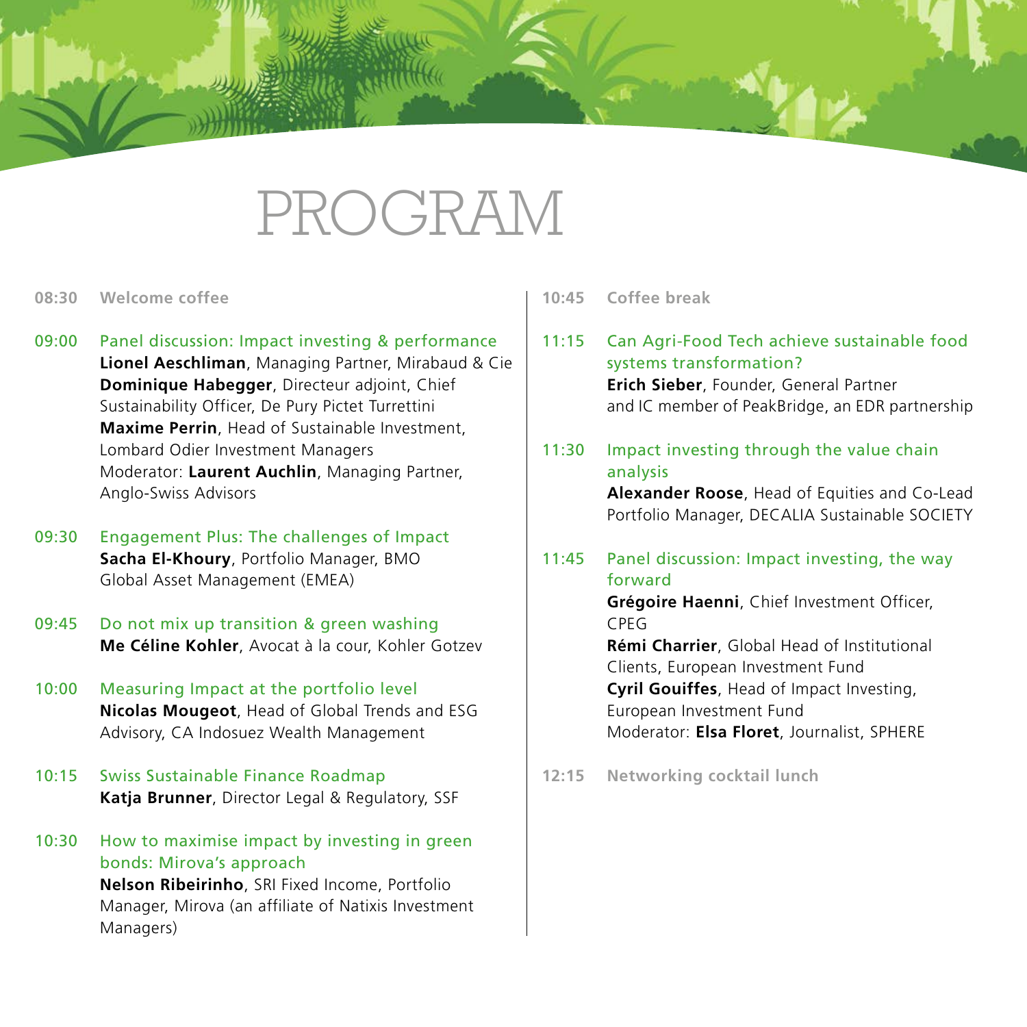# PROGRAM

**08:30** **Welcome coffee**

**09:00** Panel discussion: Impact investing & performance
**Lionel Aeschliman**, Managing Partner, Mirabaud & Cie
**Dominique Habegger**, Directeur adjoint, Chief Sustainability Officer, De Pury Pictet Turrettini
**Maxime Perrin**, Head of Sustainable Investment, Lombard Odier Investment Managers
Moderator: **Laurent Auchlin**, Managing Partner, Anglo-Swiss Advisors

**09:30** Engagement Plus: The challenges of Impact
**Sacha El-Khoury**, Portfolio Manager, BMO Global Asset Management (EMEA)

**09:45** Do not mix up transition & green washing
**Me Céline Kohler**, Avocat à la cour, Kohler Gotzev

**10:00** Measuring Impact at the portfolio level
**Nicolas Mougeot**, Head of Global Trends and ESG Advisory, CA Indosuez Wealth Management

**10:15** Swiss Sustainable Finance Roadmap
**Katja Brunner**, Director Legal & Regulatory, SSF

**10:30** How to maximise impact by investing in green bonds: Mirova's approach
**Nelson Ribeirinho**, SRI Fixed Income, Portfolio Manager, Mirova (an affiliate of Natixis Investment Managers)

**10:45** **Coffee break**

**11:15** Can Agri-Food Tech achieve sustainable food systems transformation?
**Erich Sieber**, Founder, General Partner and IC member of PeakBridge, an EDR partnership

**11:30** Impact investing through the value chain analysis
**Alexander Roose**, Head of Equities and Co-Lead Portfolio Manager, DECALIA Sustainable SOCIETY

**11:45** Panel discussion: Impact investing, the way forward
**Grégoire Haenni**, Chief Investment Officer, CPEG
**Rémi Charrier**, Global Head of Institutional Clients, European Investment Fund
**Cyril Gouiffes**, Head of Impact Investing, European Investment Fund
Moderator: **Elsa Floret**, Journalist, SPHERE

**12:15** **Networking cocktail lunch**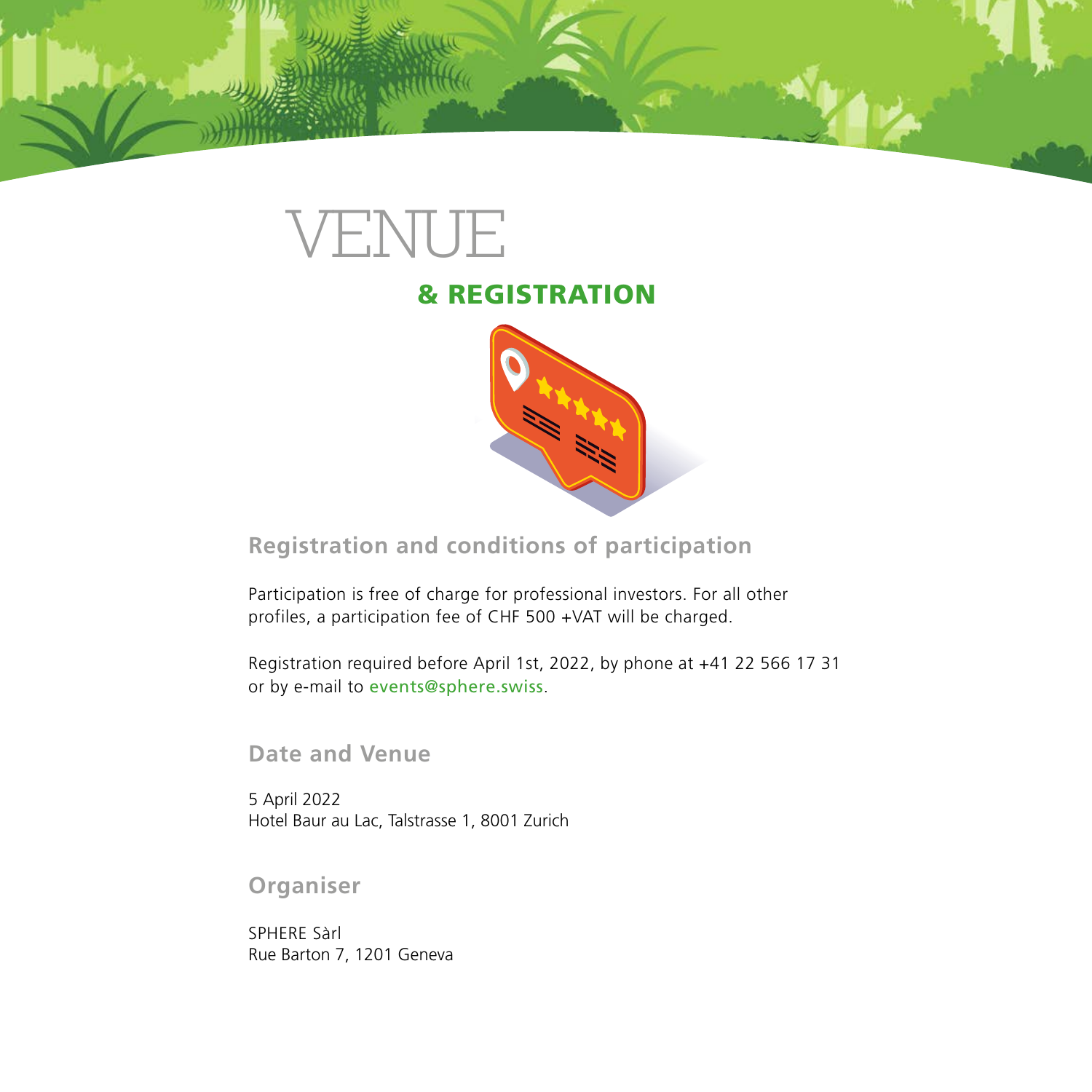# VENUE

## & REGISTRATION

### Registration and conditions of participation

Participation is free of charge for professional investors. For all other profiles, a participation fee of CHF 500 +VAT will be charged.

Registration required before April 1st, 2022, by phone at +41 22 566 17 31 or by e-mail to events@sphere.swiss.

### Date and Venue

5 April 2022
Hotel Baur au Lac, Talstrasse 1, 8001 Zurich

### Organiser

SPHERE Sàrl
Rue Barton 7, 1201 Geneva